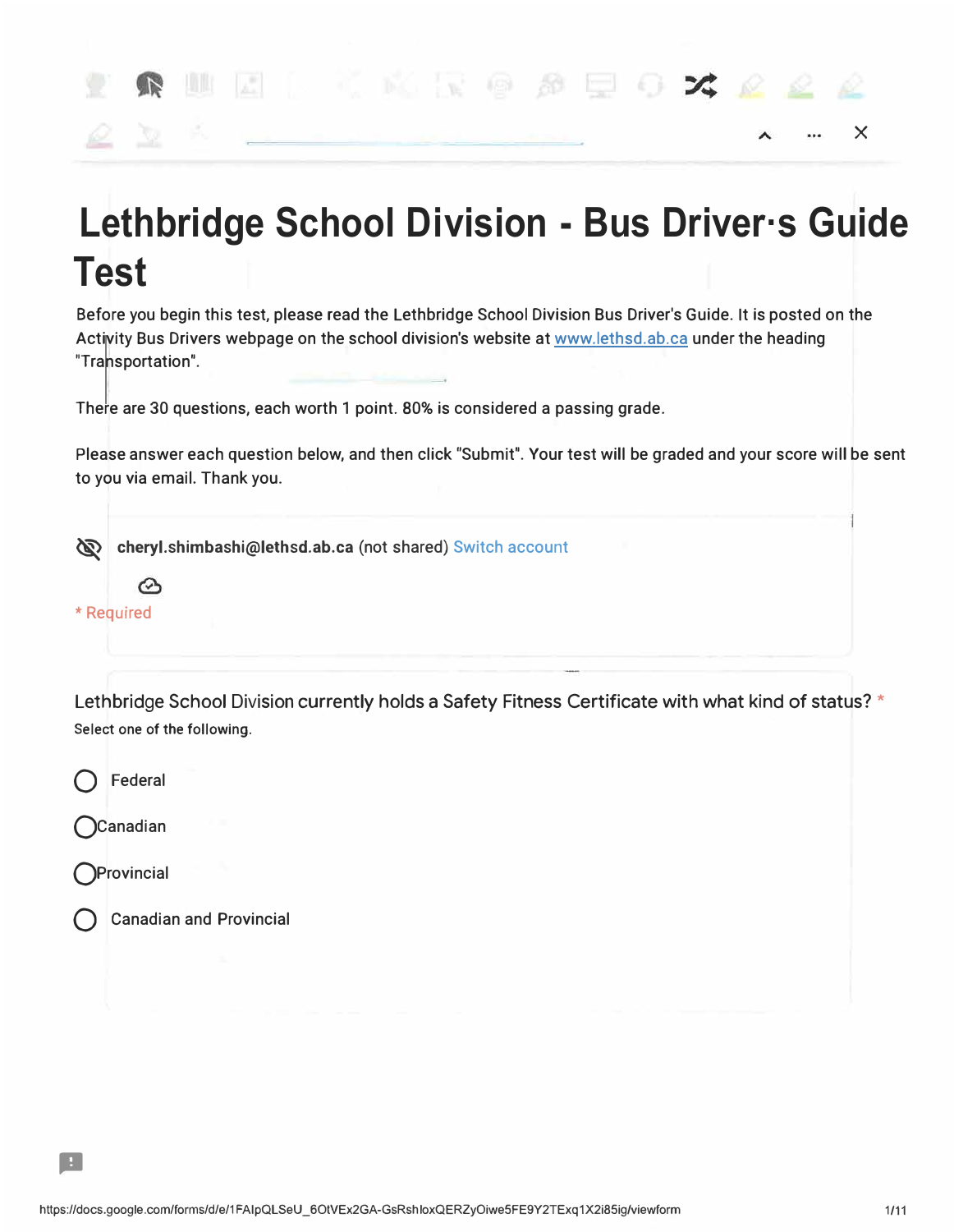# Lethbridge School Division - Bus Driver·s Guide Test

Before you begin this test, please read the Lethbridge School Division Bus Driver's Guide. It is posted on the Activity Bus Drivers webpage on the school division's website at www.lethsd.ab.ca under the heading "Transportation".

There are 30 questions, each worth 1 point. 80% is considered a passing grade.

Please answer each question below, and then click "Submit". Your test will be graded and your score will be sent to you via email. Thank you.

**cheryl.shimbashi@lethsd.ab.ca** (not shared) Switch account

* Required

Lethbridge School Division currently holds a Safety Fitness Certificate with what kind of status? *

Select one of the following.

- ◯ Federal
- ◯ Canadian
- ◯ Provincial
- ◯ Canadian and Provincial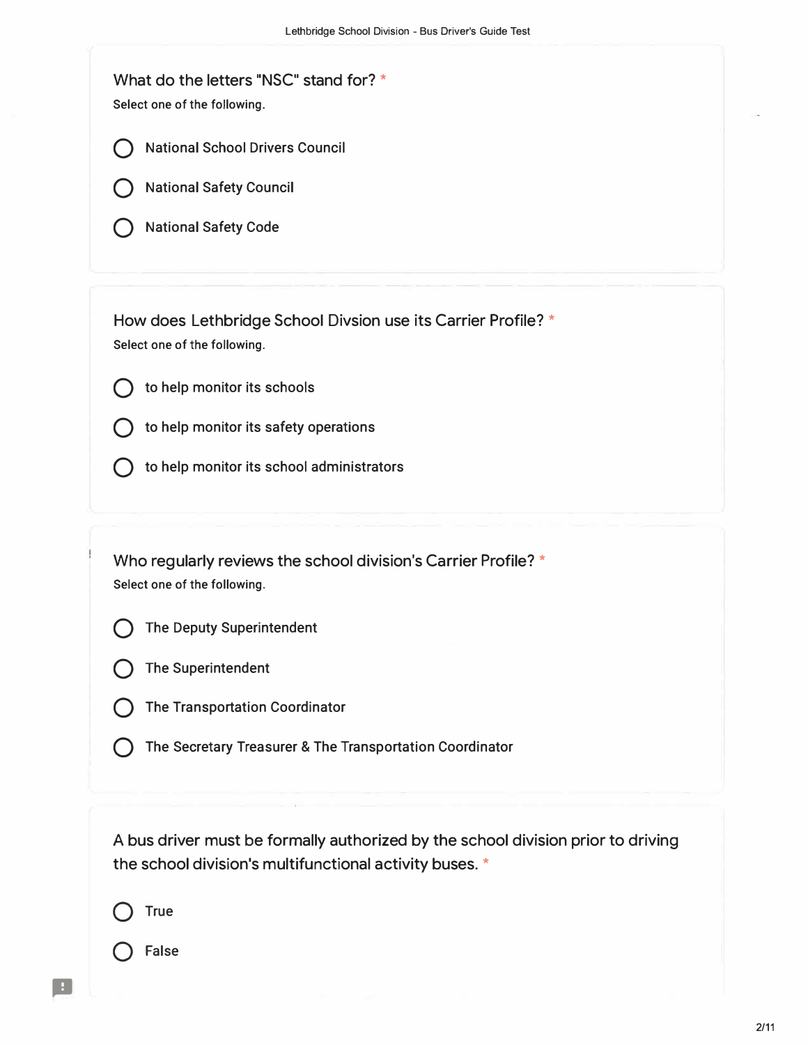What do the letters "NSC" stand for? *

Select one of the following.

- National School Drivers Council
- National Safety Council
- National Safety Code

How does Lethbridge School Divsion use its Carrier Profile? *

Select one of the following.

- to help monitor its schools
- to help monitor its safety operations
- to help monitor its school administrators

Who regularly reviews the school division's Carrier Profile? *

Select one of the following.

- The Deputy Superintendent
- The Superintendent
- The Transportation Coordinator
- The Secretary Treasurer & The Transportation Coordinator

A bus driver must be formally authorized by the school division prior to driving the school division's multifunctional activity buses. *

- True
- False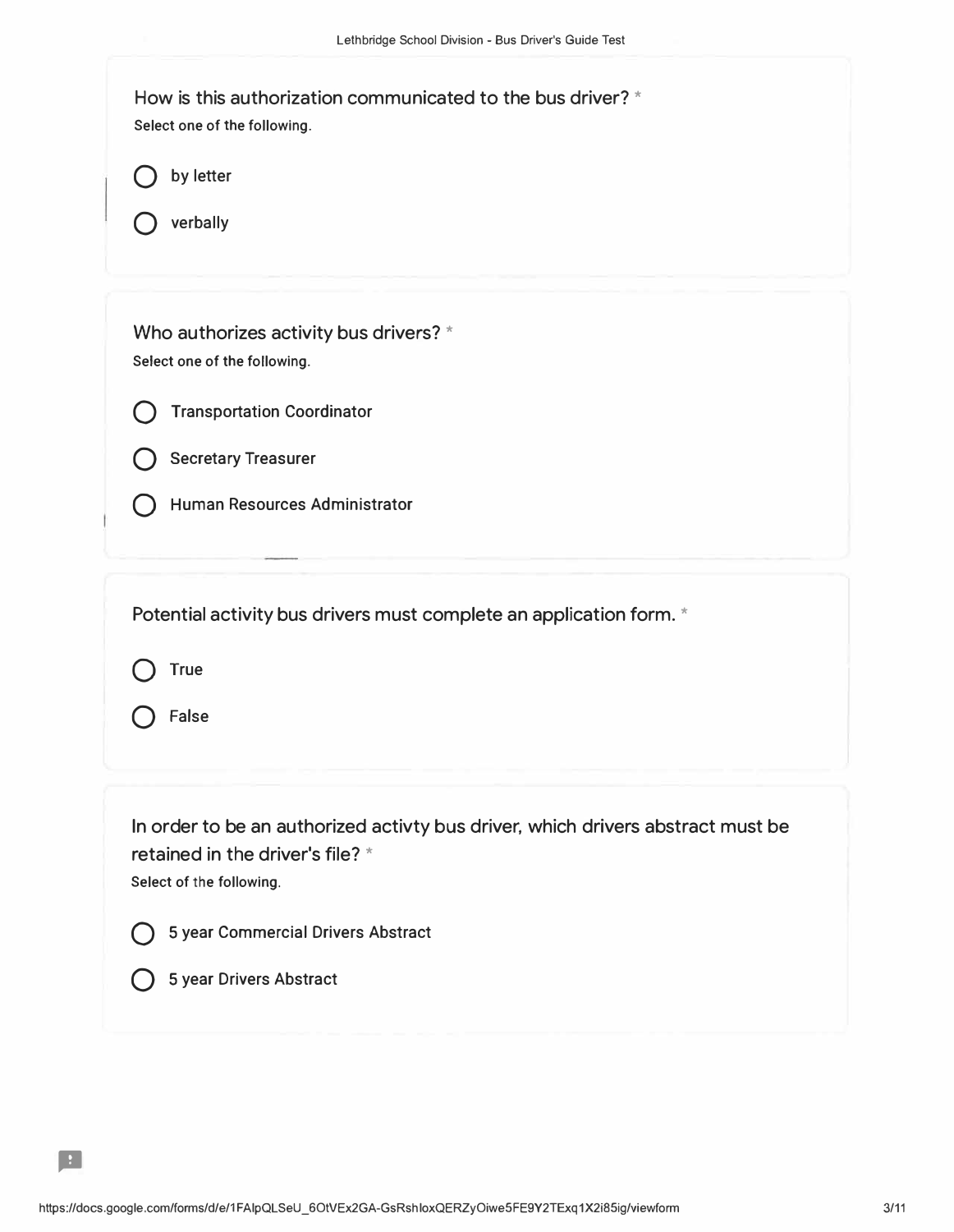How is this authorization communicated to the bus driver? *

Select one of the following.

- by letter
- verbally

Who authorizes activity bus drivers? *

Select one of the following.

- Transportation Coordinator
- Secretary Treasurer
- Human Resources Administrator

Potential activity bus drivers must complete an application form. *

- True
- False

In order to be an authorized activty bus driver, which drivers abstract must be retained in the driver's file? *

Select of the following.

- 5 year Commercial Drivers Abstract
- 5 year Drivers Abstract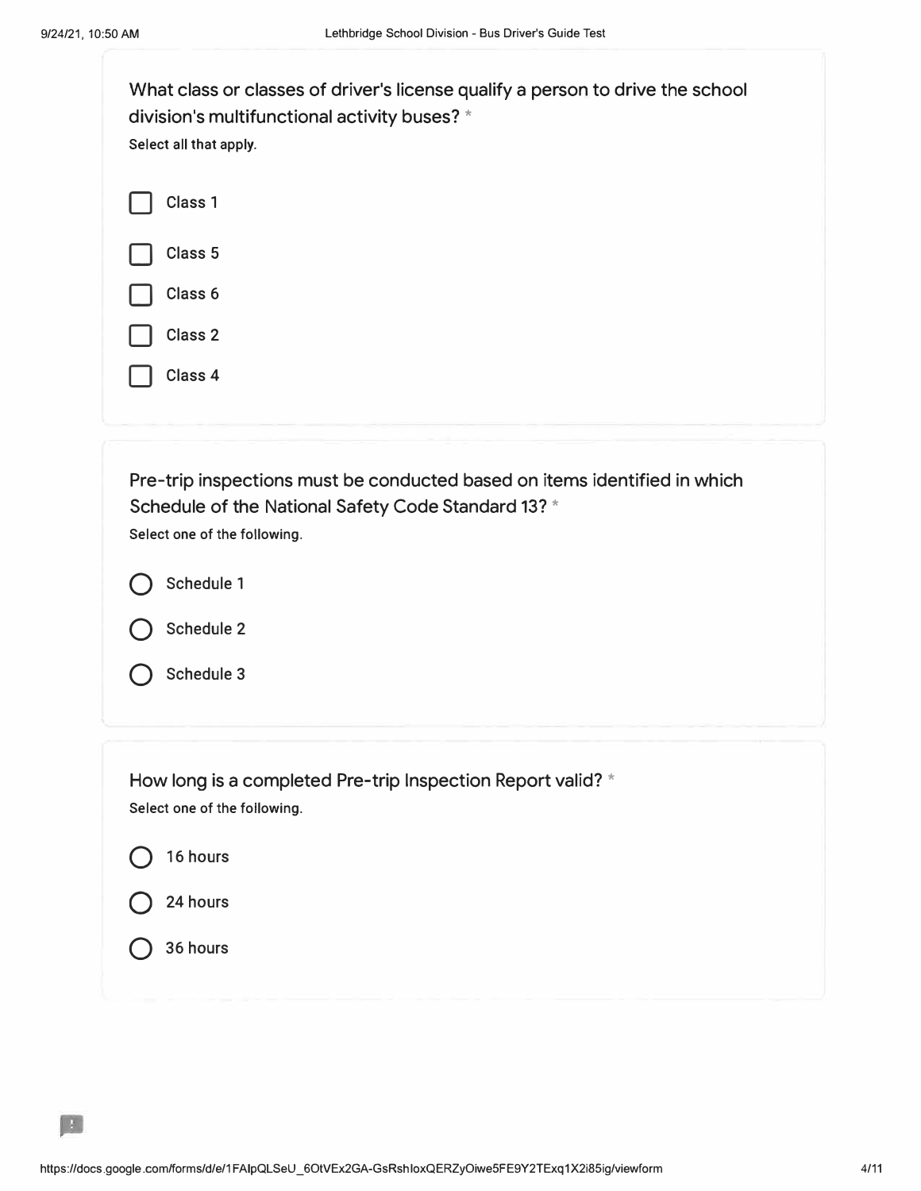What class or classes of driver's license qualify a person to drive the school division's multifunctional activity buses? *

Select all that apply.

- [ ] Class 1
- [ ] Class 5
- [ ] Class 6
- [ ] Class 2
- [ ] Class 4

Pre-trip inspections must be conducted based on items identified in which Schedule of the National Safety Code Standard 13? *

Select one of the following.

- ( ) Schedule 1
- ( ) Schedule 2
- ( ) Schedule 3

How long is a completed Pre-trip Inspection Report valid? *

Select one of the following.

- ( ) 16 hours
- ( ) 24 hours
- ( ) 36 hours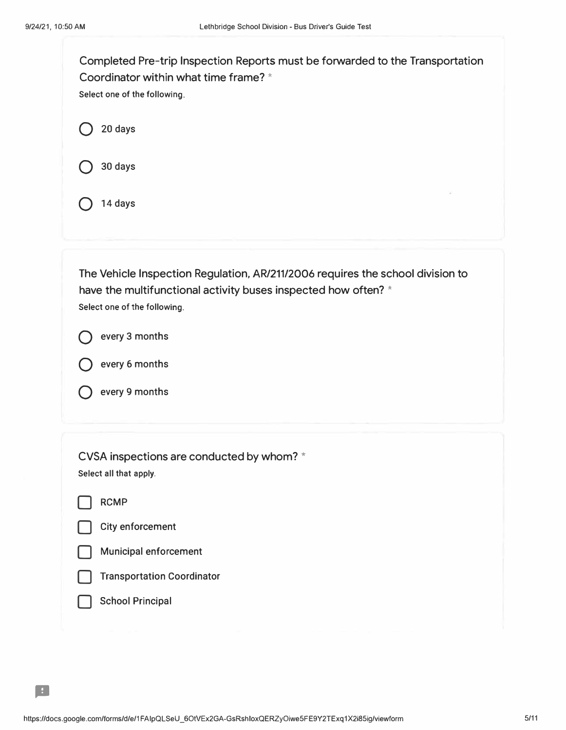Completed Pre-trip Inspection Reports must be forwarded to the Transportation Coordinator within what time frame? *

Select one of the following.

- ○ 20 days
- ○ 30 days
- ○ 14 days

The Vehicle Inspection Regulation, AR/211/2006 requires the school division to have the multifunctional activity buses inspected how often? *

Select one of the following.

- ○ every 3 months
- ○ every 6 months
- ○ every 9 months

CVSA inspections are conducted by whom? *

Select all that apply.

- [ ] RCMP
- [ ] City enforcement
- [ ] Municipal enforcement
- [ ] Transportation Coordinator
- [ ] School Principal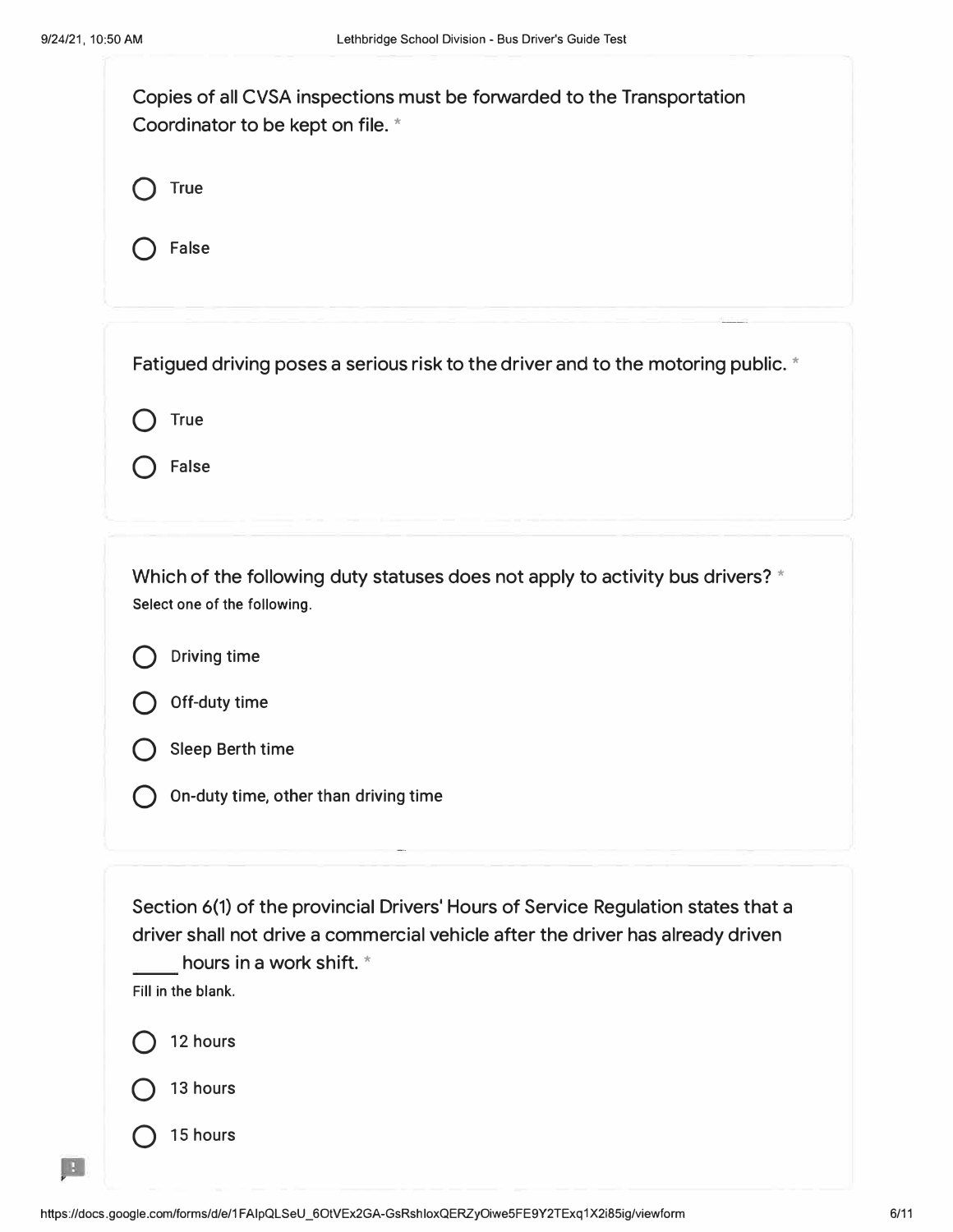Copies of all CVSA inspections must be forwarded to the Transportation Coordinator to be kept on file. *

- True
- False

Fatigued driving poses a serious risk to the driver and to the motoring public. *

- True
- False

Which of the following duty statuses does not apply to activity bus drivers? *

Select one of the following.

- Driving time
- Off-duty time
- Sleep Berth time
- On-duty time, other than driving time

Section 6(1) of the provincial Drivers' Hours of Service Regulation states that a driver shall not drive a commercial vehicle after the driver has already driven _____ hours in a work shift. *

Fill in the blank.

- 12 hours
- 13 hours
- 15 hours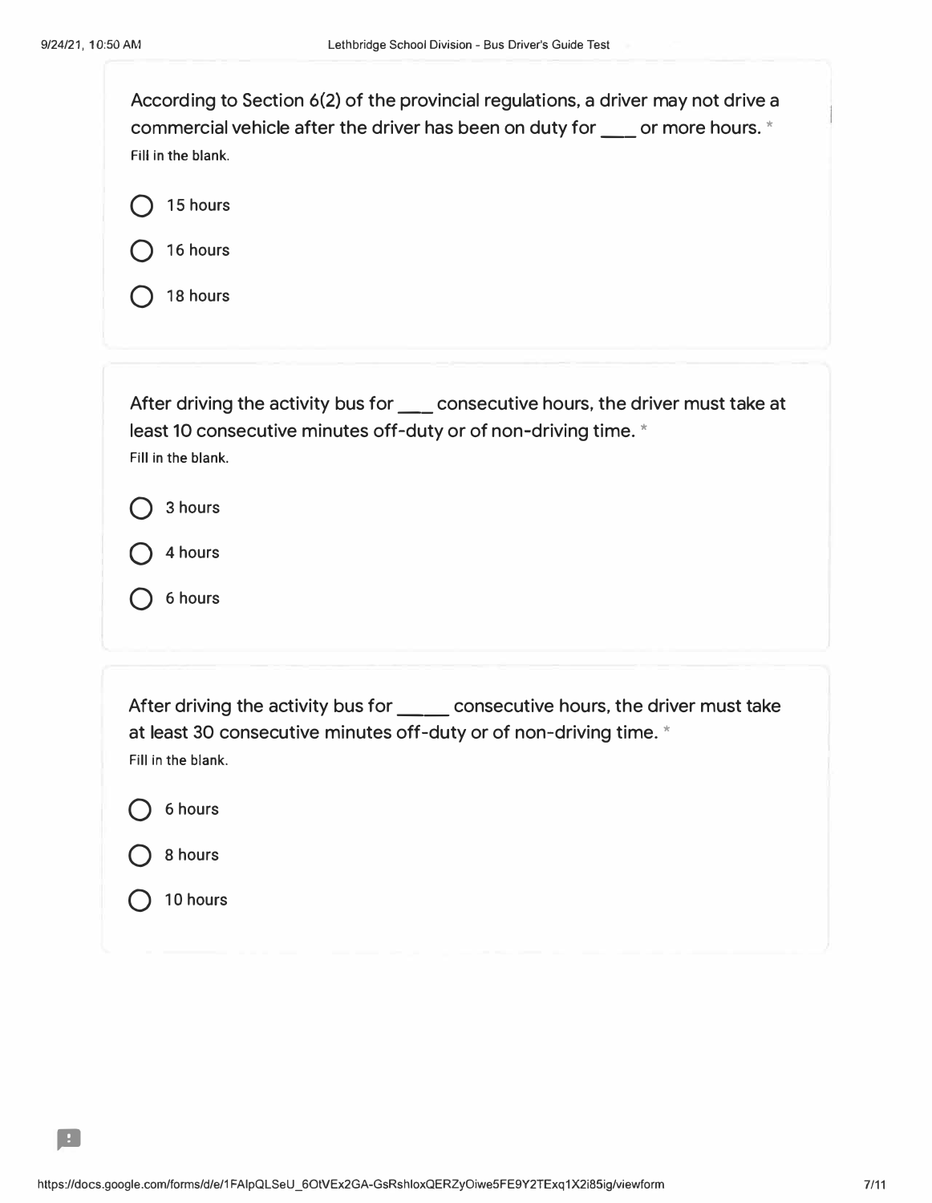According to Section 6(2) of the provincial regulations, a driver may not drive a commercial vehicle after the driver has been on duty for ___ or more hours. *

Fill in the blank.

- 15 hours
- 16 hours
- 18 hours

After driving the activity bus for ___ consecutive hours, the driver must take at least 10 consecutive minutes off-duty or of non-driving time. *

Fill in the blank.

- 3 hours
- 4 hours
- 6 hours

After driving the activity bus for _____ consecutive hours, the driver must take at least 30 consecutive minutes off-duty or of non-driving time. *

Fill in the blank.

- 6 hours
- 8 hours
- 10 hours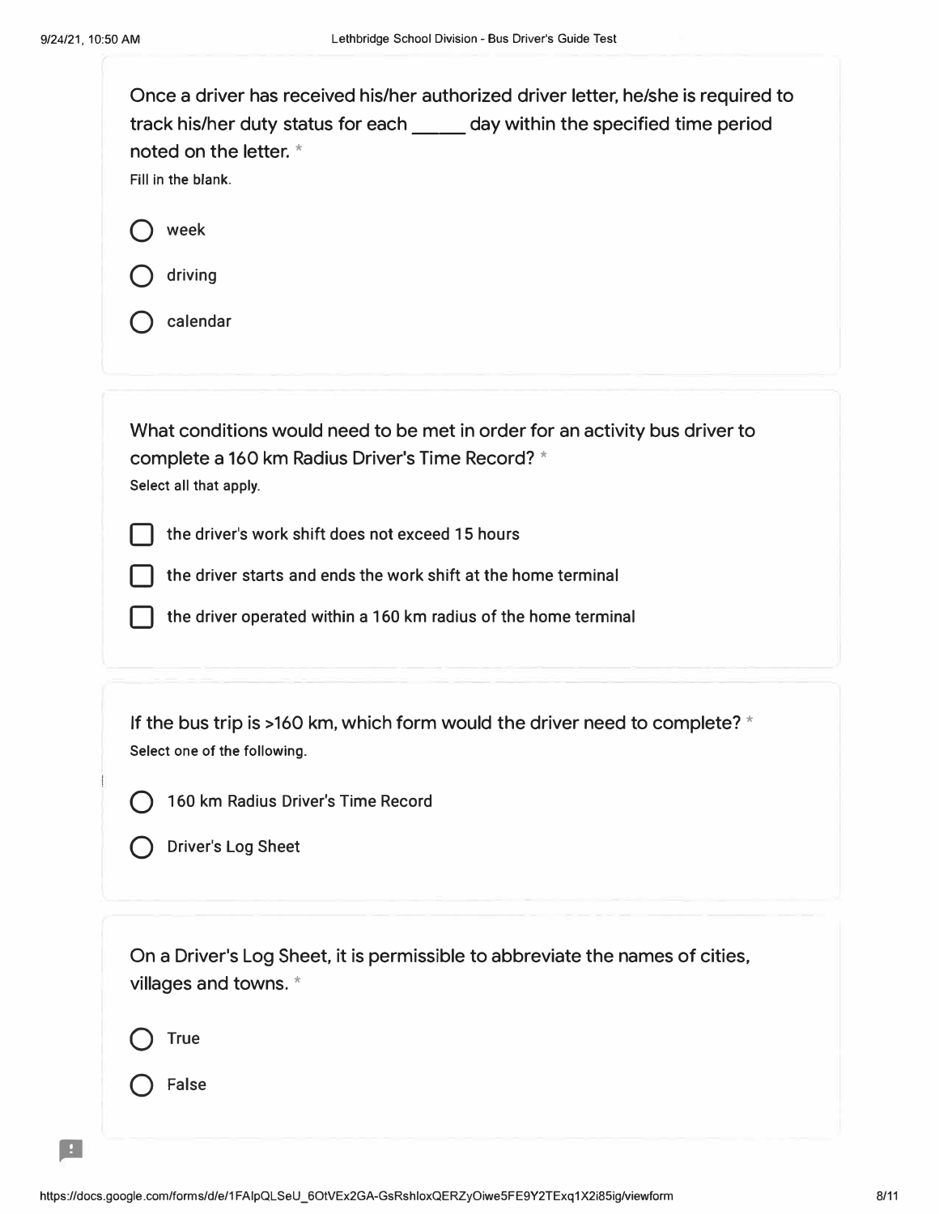Once a driver has received his/her authorized driver letter, he/she is required to track his/her duty status for each _____ day within the specified time period noted on the letter. *

Fill in the blank.

- ○ week
- ○ driving
- ○ calendar

What conditions would need to be met in order for an activity bus driver to complete a 160 km Radius Driver's Time Record? *

Select all that apply.

- ☐ the driver's work shift does not exceed 15 hours
- ☐ the driver starts and ends the work shift at the home terminal
- ☐ the driver operated within a 160 km radius of the home terminal

If the bus trip is >160 km, which form would the driver need to complete? *

Select one of the following.

- ○ 160 km Radius Driver's Time Record
- ○ Driver's Log Sheet

On a Driver's Log Sheet, it is permissible to abbreviate the names of cities, villages and towns. *

- ○ True
- ○ False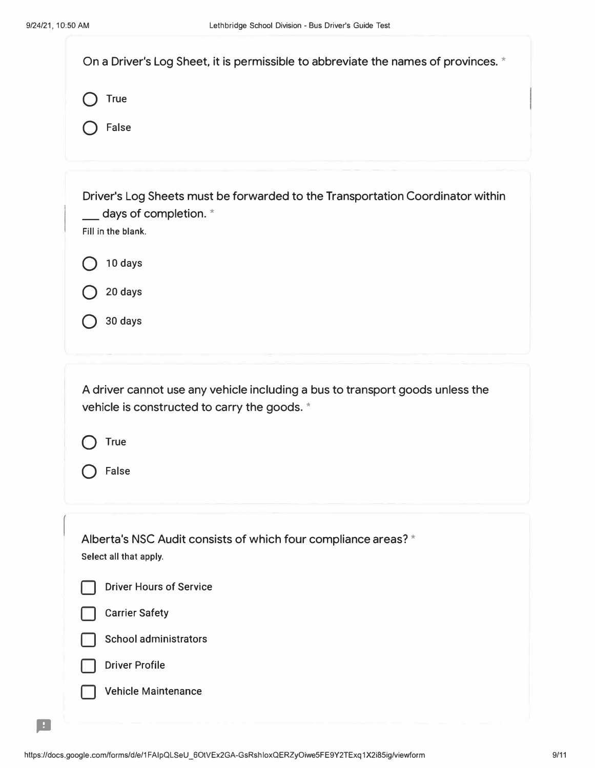On a Driver's Log Sheet, it is permissible to abbreviate the names of provinces. *

- ○ True
- ○ False

Driver's Log Sheets must be forwarded to the Transportation Coordinator within ___ days of completion. *

Fill in the blank.

- ○ 10 days
- ○ 20 days
- ○ 30 days

A driver cannot use any vehicle including a bus to transport goods unless the vehicle is constructed to carry the goods. *

- ○ True
- ○ False

Alberta's NSC Audit consists of which four compliance areas? *

Select all that apply.

- ☐ Driver Hours of Service
- ☐ Carrier Safety
- ☐ School administrators
- ☐ Driver Profile
- ☐ Vehicle Maintenance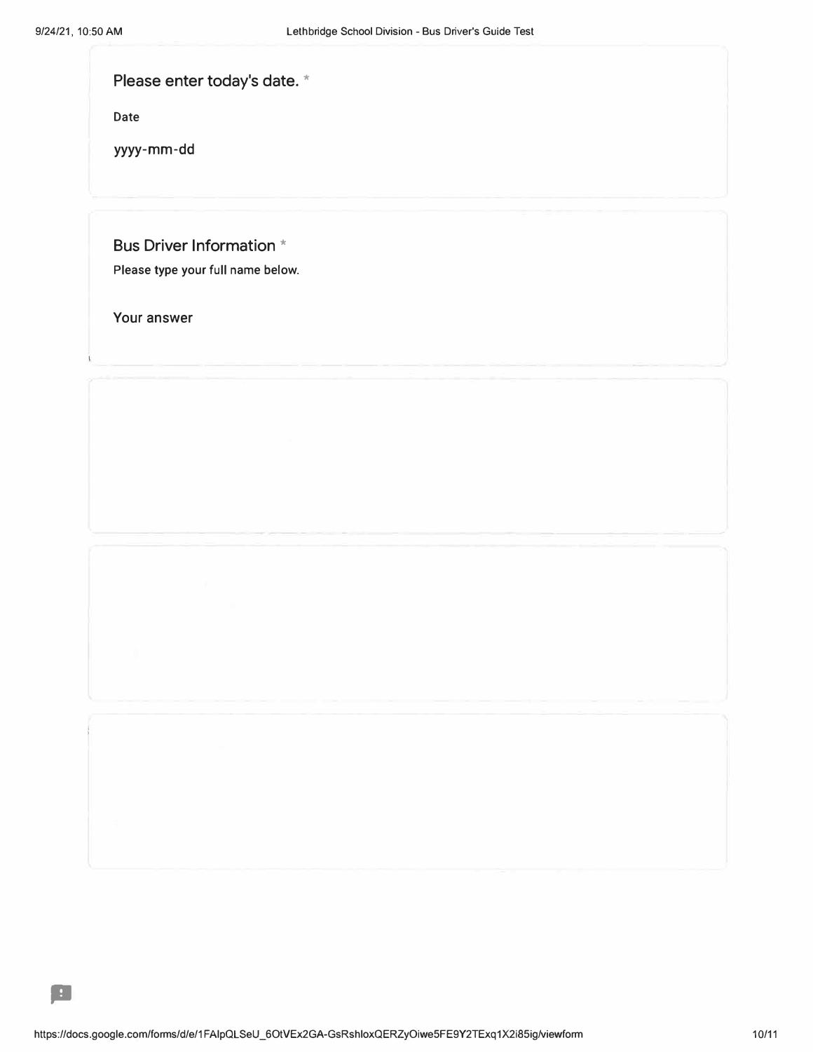Please enter today's date. *

Date

yyyy-mm-dd

Bus Driver Information *

Please type your full name below.

Your answer